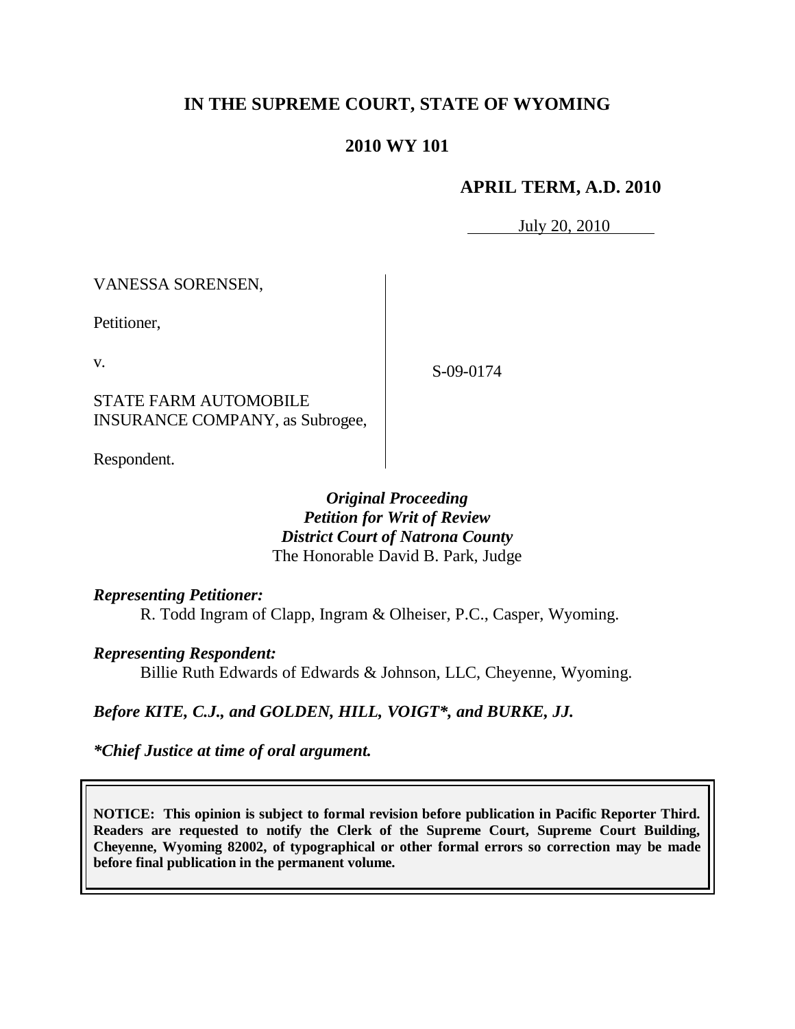# IN THE SUPREME COURT, STATE OF WYOMING

## 2010 WY 101

### APRIL TERM, A.D. 2010

July 20, 2010

VANESSA SORENSEN,

Petitioner,

v.

STATE FARM AUTOMOBILE INSURANCE COMPANY, as Subrogee,

Respondent.

S-09-0174

*Original Proceeding*
*Petition for Writ of Review*
*District Court of Natrona County*
The Honorable David B. Park, Judge

***Representing Petitioner:***

R. Todd Ingram of Clapp, Ingram & Olheiser, P.C., Casper, Wyoming.

***Representing Respondent:***

Billie Ruth Edwards of Edwards & Johnson, LLC, Cheyenne, Wyoming.

***Before KITE, C.J., and GOLDEN, HILL, VOIGT\*, and BURKE, JJ.***

***\*Chief Justice at time of oral argument.***

**NOTICE: This opinion is subject to formal revision before publication in Pacific Reporter Third. Readers are requested to notify the Clerk of the Supreme Court, Supreme Court Building, Cheyenne, Wyoming 82002, of typographical or other formal errors so correction may be made before final publication in the permanent volume.**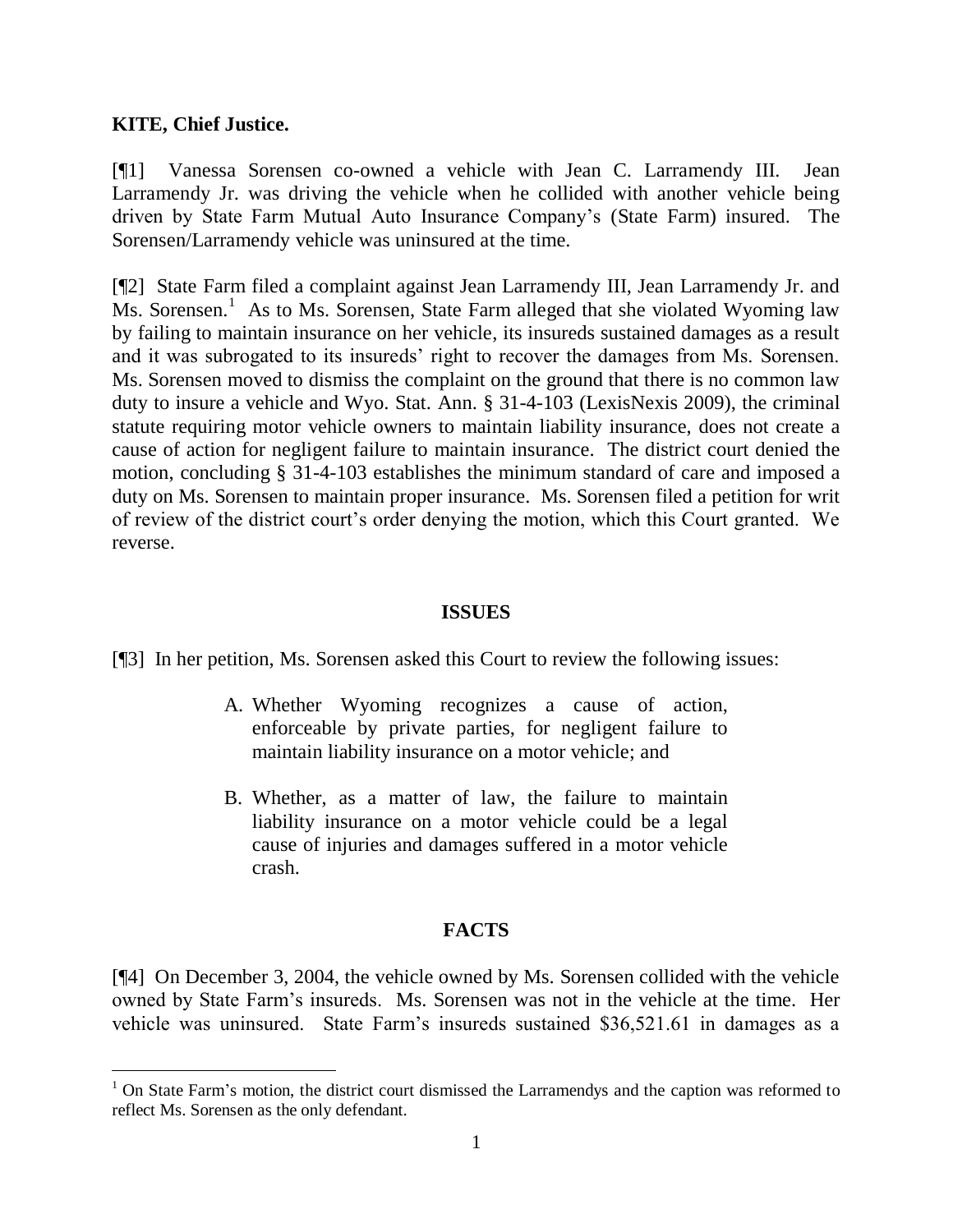**KITE, Chief Justice.**

[¶1] Vanessa Sorensen co-owned a vehicle with Jean C. Larramendy III. Jean Larramendy Jr. was driving the vehicle when he collided with another vehicle being driven by State Farm Mutual Auto Insurance Company's (State Farm) insured. The Sorensen/Larramendy vehicle was uninsured at the time.

[¶2] State Farm filed a complaint against Jean Larramendy III, Jean Larramendy Jr. and Ms. Sorensen.[1] As to Ms. Sorensen, State Farm alleged that she violated Wyoming law by failing to maintain insurance on her vehicle, its insureds sustained damages as a result and it was subrogated to its insureds' right to recover the damages from Ms. Sorensen. Ms. Sorensen moved to dismiss the complaint on the ground that there is no common law duty to insure a vehicle and Wyo. Stat. Ann. § 31-4-103 (LexisNexis 2009), the criminal statute requiring motor vehicle owners to maintain liability insurance, does not create a cause of action for negligent failure to maintain insurance. The district court denied the motion, concluding § 31-4-103 establishes the minimum standard of care and imposed a duty on Ms. Sorensen to maintain proper insurance. Ms. Sorensen filed a petition for writ of review of the district court's order denying the motion, which this Court granted. We reverse.

## ISSUES

[¶3] In her petition, Ms. Sorensen asked this Court to review the following issues:

> A. Whether Wyoming recognizes a cause of action, enforceable by private parties, for negligent failure to maintain liability insurance on a motor vehicle; and
>
> B. Whether, as a matter of law, the failure to maintain liability insurance on a motor vehicle could be a legal cause of injuries and damages suffered in a motor vehicle crash.

## FACTS

[¶4] On December 3, 2004, the vehicle owned by Ms. Sorensen collided with the vehicle owned by State Farm's insureds. Ms. Sorensen was not in the vehicle at the time. Her vehicle was uninsured. State Farm's insureds sustained $36,521.61 in damages as a

---

[1] On State Farm's motion, the district court dismissed the Larramendys and the caption was reformed to reflect Ms. Sorensen as the only defendant.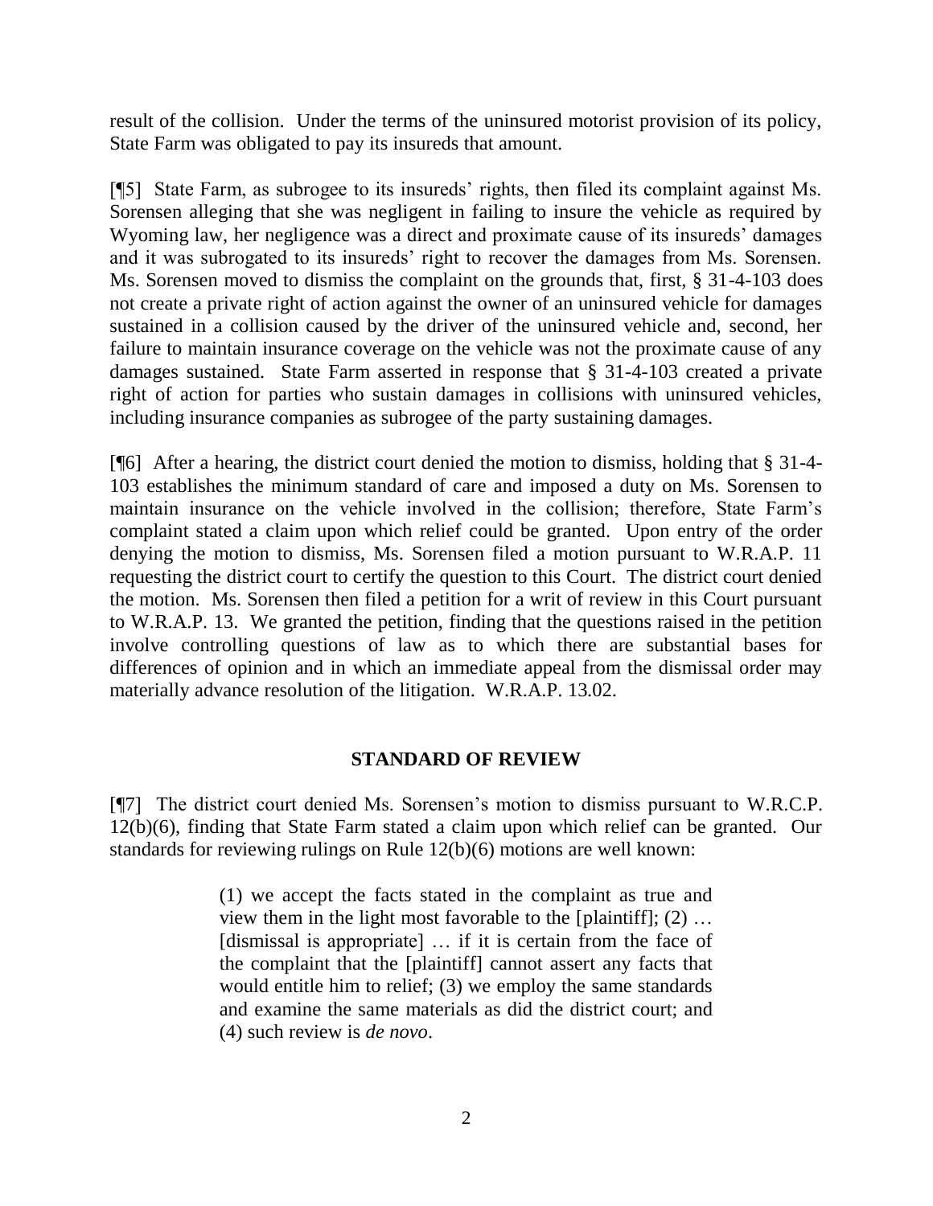result of the collision. Under the terms of the uninsured motorist provision of its policy, State Farm was obligated to pay its insureds that amount.

[¶5] State Farm, as subrogee to its insureds' rights, then filed its complaint against Ms. Sorensen alleging that she was negligent in failing to insure the vehicle as required by Wyoming law, her negligence was a direct and proximate cause of its insureds' damages and it was subrogated to its insureds' right to recover the damages from Ms. Sorensen. Ms. Sorensen moved to dismiss the complaint on the grounds that, first, § 31-4-103 does not create a private right of action against the owner of an uninsured vehicle for damages sustained in a collision caused by the driver of the uninsured vehicle and, second, her failure to maintain insurance coverage on the vehicle was not the proximate cause of any damages sustained. State Farm asserted in response that § 31-4-103 created a private right of action for parties who sustain damages in collisions with uninsured vehicles, including insurance companies as subrogee of the party sustaining damages.

[¶6] After a hearing, the district court denied the motion to dismiss, holding that § 31-4-103 establishes the minimum standard of care and imposed a duty on Ms. Sorensen to maintain insurance on the vehicle involved in the collision; therefore, State Farm's complaint stated a claim upon which relief could be granted. Upon entry of the order denying the motion to dismiss, Ms. Sorensen filed a motion pursuant to W.R.A.P. 11 requesting the district court to certify the question to this Court. The district court denied the motion. Ms. Sorensen then filed a petition for a writ of review in this Court pursuant to W.R.A.P. 13. We granted the petition, finding that the questions raised in the petition involve controlling questions of law as to which there are substantial bases for differences of opinion and in which an immediate appeal from the dismissal order may materially advance resolution of the litigation. W.R.A.P. 13.02.

## STANDARD OF REVIEW

[¶7] The district court denied Ms. Sorensen's motion to dismiss pursuant to W.R.C.P. 12(b)(6), finding that State Farm stated a claim upon which relief can be granted. Our standards for reviewing rulings on Rule 12(b)(6) motions are well known:

> (1) we accept the facts stated in the complaint as true and view them in the light most favorable to the [plaintiff]; (2) … [dismissal is appropriate] … if it is certain from the face of the complaint that the [plaintiff] cannot assert any facts that would entitle him to relief; (3) we employ the same standards and examine the same materials as did the district court; and (4) such review is *de novo*.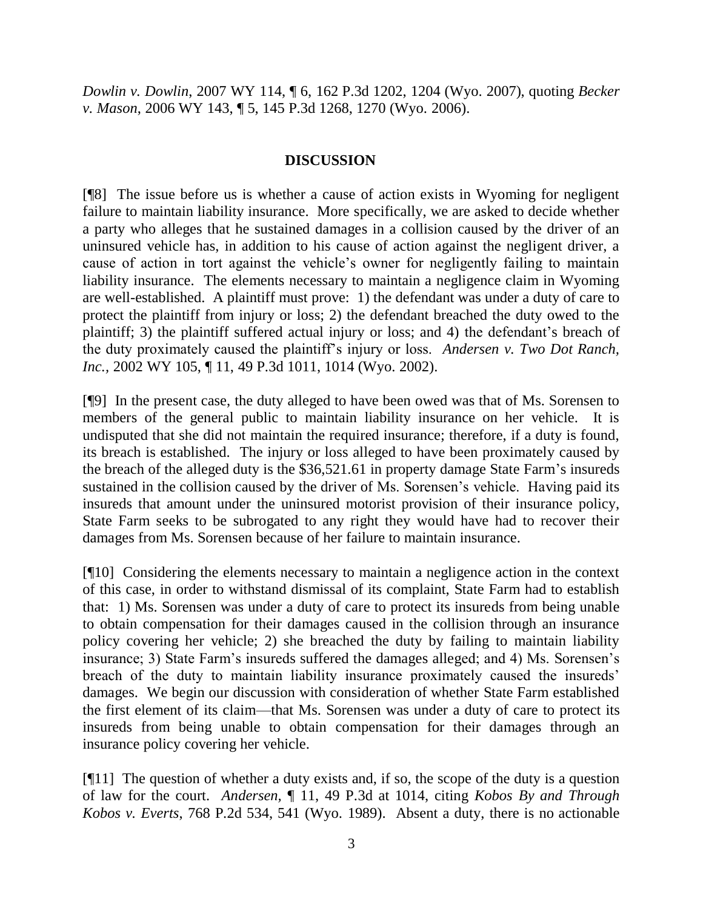*Dowlin v. Dowlin*, 2007 WY 114, ¶ 6, 162 P.3d 1202, 1204 (Wyo. 2007), quoting *Becker v. Mason*, 2006 WY 143, ¶ 5, 145 P.3d 1268, 1270 (Wyo. 2006).

## DISCUSSION

[¶8] The issue before us is whether a cause of action exists in Wyoming for negligent failure to maintain liability insurance. More specifically, we are asked to decide whether a party who alleges that he sustained damages in a collision caused by the driver of an uninsured vehicle has, in addition to his cause of action against the negligent driver, a cause of action in tort against the vehicle's owner for negligently failing to maintain liability insurance. The elements necessary to maintain a negligence claim in Wyoming are well-established. A plaintiff must prove: 1) the defendant was under a duty of care to protect the plaintiff from injury or loss; 2) the defendant breached the duty owed to the plaintiff; 3) the plaintiff suffered actual injury or loss; and 4) the defendant's breach of the duty proximately caused the plaintiff's injury or loss. *Andersen v. Two Dot Ranch, Inc.*, 2002 WY 105, ¶ 11, 49 P.3d 1011, 1014 (Wyo. 2002).

[¶9] In the present case, the duty alleged to have been owed was that of Ms. Sorensen to members of the general public to maintain liability insurance on her vehicle. It is undisputed that she did not maintain the required insurance; therefore, if a duty is found, its breach is established. The injury or loss alleged to have been proximately caused by the breach of the alleged duty is the $36,521.61 in property damage State Farm's insureds sustained in the collision caused by the driver of Ms. Sorensen's vehicle. Having paid its insureds that amount under the uninsured motorist provision of their insurance policy, State Farm seeks to be subrogated to any right they would have had to recover their damages from Ms. Sorensen because of her failure to maintain insurance.

[¶10] Considering the elements necessary to maintain a negligence action in the context of this case, in order to withstand dismissal of its complaint, State Farm had to establish that: 1) Ms. Sorensen was under a duty of care to protect its insureds from being unable to obtain compensation for their damages caused in the collision through an insurance policy covering her vehicle; 2) she breached the duty by failing to maintain liability insurance; 3) State Farm's insureds suffered the damages alleged; and 4) Ms. Sorensen's breach of the duty to maintain liability insurance proximately caused the insureds' damages. We begin our discussion with consideration of whether State Farm established the first element of its claim—that Ms. Sorensen was under a duty of care to protect its insureds from being unable to obtain compensation for their damages through an insurance policy covering her vehicle.

[¶11] The question of whether a duty exists and, if so, the scope of the duty is a question of law for the court. *Andersen*, ¶ 11, 49 P.3d at 1014, citing *Kobos By and Through Kobos v. Everts*, 768 P.2d 534, 541 (Wyo. 1989). Absent a duty, there is no actionable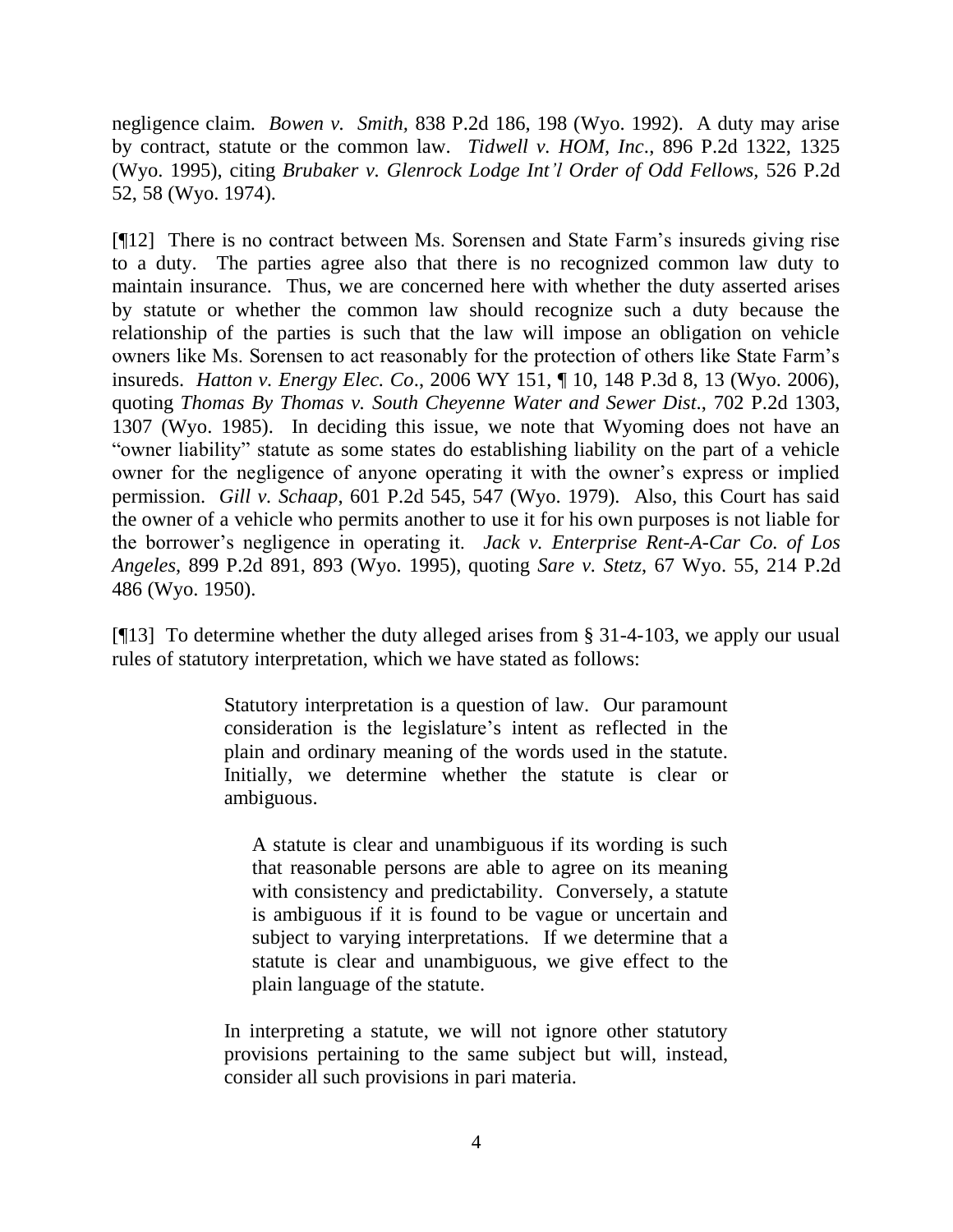negligence claim. *Bowen v. Smith*, 838 P.2d 186, 198 (Wyo. 1992). A duty may arise by contract, statute or the common law. *Tidwell v. HOM, Inc*., 896 P.2d 1322, 1325 (Wyo. 1995), citing *Brubaker v. Glenrock Lodge Int'l Order of Odd Fellows,* 526 P.2d 52, 58 (Wyo. 1974).

[¶12] There is no contract between Ms. Sorensen and State Farm's insureds giving rise to a duty. The parties agree also that there is no recognized common law duty to maintain insurance. Thus, we are concerned here with whether the duty asserted arises by statute or whether the common law should recognize such a duty because the relationship of the parties is such that the law will impose an obligation on vehicle owners like Ms. Sorensen to act reasonably for the protection of others like State Farm's insureds. *Hatton v. Energy Elec. Co*., 2006 WY 151, ¶ 10, 148 P.3d 8, 13 (Wyo. 2006), quoting *Thomas By Thomas v. South Cheyenne Water and Sewer Dist*., 702 P.2d 1303, 1307 (Wyo. 1985). In deciding this issue, we note that Wyoming does not have an "owner liability" statute as some states do establishing liability on the part of a vehicle owner for the negligence of anyone operating it with the owner's express or implied permission. *Gill v. Schaap*, 601 P.2d 545, 547 (Wyo. 1979). Also, this Court has said the owner of a vehicle who permits another to use it for his own purposes is not liable for the borrower's negligence in operating it. *Jack v. Enterprise Rent-A-Car Co. of Los Angeles*, 899 P.2d 891, 893 (Wyo. 1995), quoting *Sare v. Stetz*, 67 Wyo. 55, 214 P.2d 486 (Wyo. 1950).

[¶13] To determine whether the duty alleged arises from § 31-4-103, we apply our usual rules of statutory interpretation, which we have stated as follows:

> Statutory interpretation is a question of law. Our paramount consideration is the legislature's intent as reflected in the plain and ordinary meaning of the words used in the statute. Initially, we determine whether the statute is clear or ambiguous.
>
> > A statute is clear and unambiguous if its wording is such that reasonable persons are able to agree on its meaning with consistency and predictability. Conversely, a statute is ambiguous if it is found to be vague or uncertain and subject to varying interpretations. If we determine that a statute is clear and unambiguous, we give effect to the plain language of the statute.
>
> In interpreting a statute, we will not ignore other statutory provisions pertaining to the same subject but will, instead, consider all such provisions in pari materia.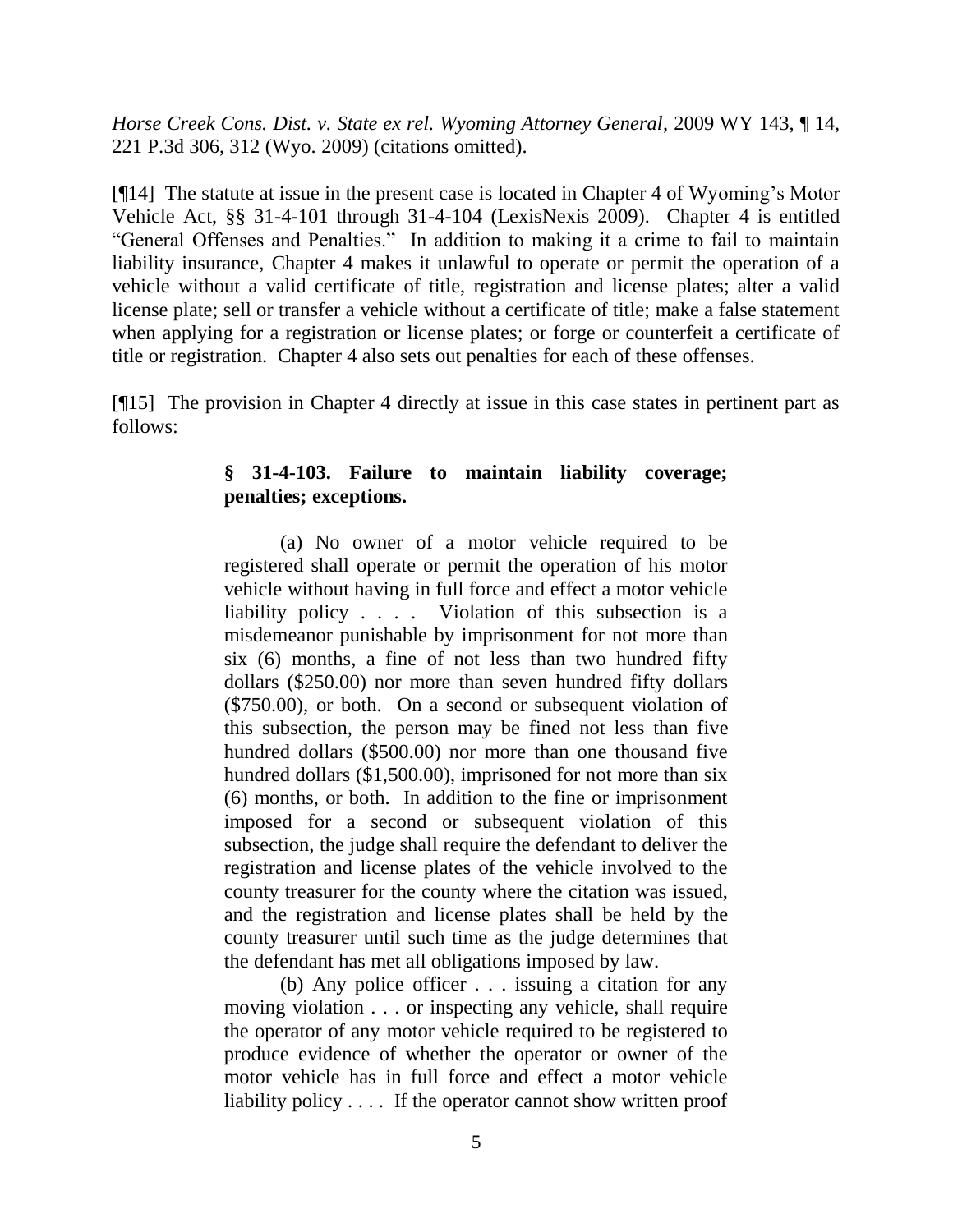*Horse Creek Cons. Dist. v. State ex rel. Wyoming Attorney General*, 2009 WY 143, ¶ 14, 221 P.3d 306, 312 (Wyo. 2009) (citations omitted).

[¶14] The statute at issue in the present case is located in Chapter 4 of Wyoming's Motor Vehicle Act, §§ 31-4-101 through 31-4-104 (LexisNexis 2009). Chapter 4 is entitled "General Offenses and Penalties." In addition to making it a crime to fail to maintain liability insurance, Chapter 4 makes it unlawful to operate or permit the operation of a vehicle without a valid certificate of title, registration and license plates; alter a valid license plate; sell or transfer a vehicle without a certificate of title; make a false statement when applying for a registration or license plates; or forge or counterfeit a certificate of title or registration. Chapter 4 also sets out penalties for each of these offenses.

[¶15] The provision in Chapter 4 directly at issue in this case states in pertinent part as follows:

> **§ 31-4-103. Failure to maintain liability coverage; penalties; exceptions.**
>
> (a) No owner of a motor vehicle required to be registered shall operate or permit the operation of his motor vehicle without having in full force and effect a motor vehicle liability policy . . . . Violation of this subsection is a misdemeanor punishable by imprisonment for not more than six (6) months, a fine of not less than two hundred fifty dollars ($250.00) nor more than seven hundred fifty dollars ($750.00), or both. On a second or subsequent violation of this subsection, the person may be fined not less than five hundred dollars ($500.00) nor more than one thousand five hundred dollars ($1,500.00), imprisoned for not more than six (6) months, or both. In addition to the fine or imprisonment imposed for a second or subsequent violation of this subsection, the judge shall require the defendant to deliver the registration and license plates of the vehicle involved to the county treasurer for the county where the citation was issued, and the registration and license plates shall be held by the county treasurer until such time as the judge determines that the defendant has met all obligations imposed by law.
>
> (b) Any police officer . . . issuing a citation for any moving violation . . . or inspecting any vehicle, shall require the operator of any motor vehicle required to be registered to produce evidence of whether the operator or owner of the motor vehicle has in full force and effect a motor vehicle liability policy . . . . If the operator cannot show written proof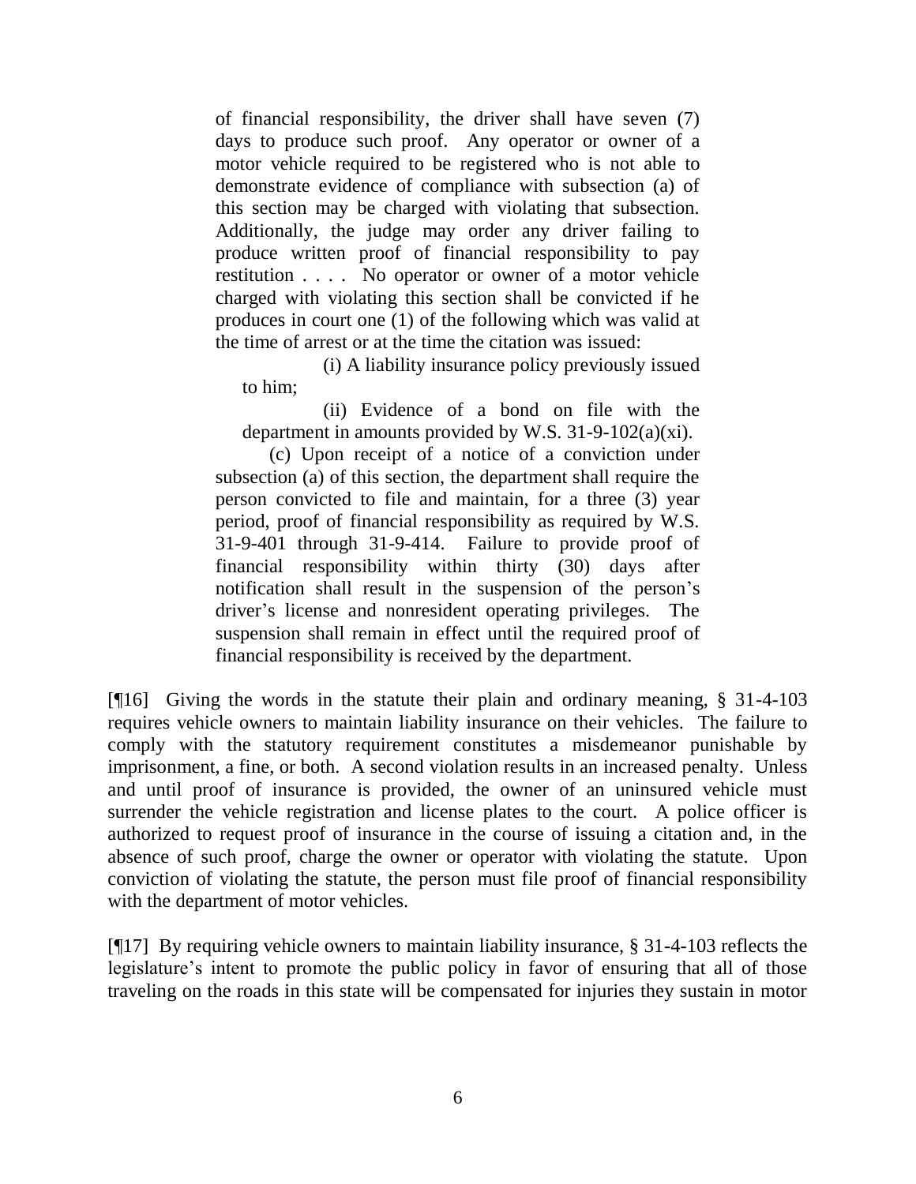of financial responsibility, the driver shall have seven (7) days to produce such proof. Any operator or owner of a motor vehicle required to be registered who is not able to demonstrate evidence of compliance with subsection (a) of this section may be charged with violating that subsection. Additionally, the judge may order any driver failing to produce written proof of financial responsibility to pay restitution . . . . No operator or owner of a motor vehicle charged with violating this section shall be convicted if he produces in court one (1) of the following which was valid at the time of arrest or at the time the citation was issued:

> (i) A liability insurance policy previously issued to him;
>
> (ii) Evidence of a bond on file with the department in amounts provided by W.S. 31-9-102(a)(xi).

(c) Upon receipt of a notice of a conviction under subsection (a) of this section, the department shall require the person convicted to file and maintain, for a three (3) year period, proof of financial responsibility as required by W.S. 31-9-401 through 31-9-414. Failure to provide proof of financial responsibility within thirty (30) days after notification shall result in the suspension of the person's driver's license and nonresident operating privileges. The suspension shall remain in effect until the required proof of financial responsibility is received by the department.

[¶16] Giving the words in the statute their plain and ordinary meaning, § 31-4-103 requires vehicle owners to maintain liability insurance on their vehicles. The failure to comply with the statutory requirement constitutes a misdemeanor punishable by imprisonment, a fine, or both. A second violation results in an increased penalty. Unless and until proof of insurance is provided, the owner of an uninsured vehicle must surrender the vehicle registration and license plates to the court. A police officer is authorized to request proof of insurance in the course of issuing a citation and, in the absence of such proof, charge the owner or operator with violating the statute. Upon conviction of violating the statute, the person must file proof of financial responsibility with the department of motor vehicles.

[¶17] By requiring vehicle owners to maintain liability insurance, § 31-4-103 reflects the legislature's intent to promote the public policy in favor of ensuring that all of those traveling on the roads in this state will be compensated for injuries they sustain in motor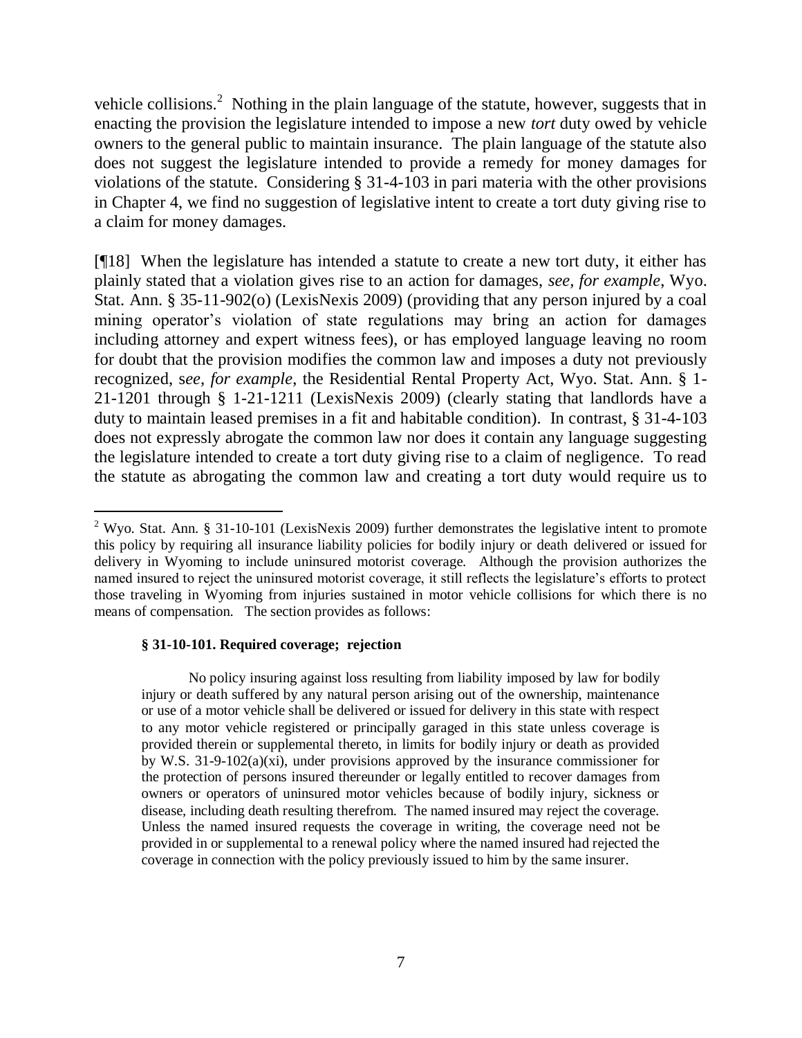vehicle collisions.[2] Nothing in the plain language of the statute, however, suggests that in enacting the provision the legislature intended to impose a new *tort* duty owed by vehicle owners to the general public to maintain insurance. The plain language of the statute also does not suggest the legislature intended to provide a remedy for money damages for violations of the statute. Considering § 31-4-103 in pari materia with the other provisions in Chapter 4, we find no suggestion of legislative intent to create a tort duty giving rise to a claim for money damages.

[¶18] When the legislature has intended a statute to create a new tort duty, it either has plainly stated that a violation gives rise to an action for damages, *see, for example*, Wyo. Stat. Ann. § 35-11-902(o) (LexisNexis 2009) (providing that any person injured by a coal mining operator's violation of state regulations may bring an action for damages including attorney and expert witness fees), or has employed language leaving no room for doubt that the provision modifies the common law and imposes a duty not previously recognized, s*ee, for example*, the Residential Rental Property Act, Wyo. Stat. Ann. § 1-21-1201 through § 1-21-1211 (LexisNexis 2009) (clearly stating that landlords have a duty to maintain leased premises in a fit and habitable condition). In contrast, § 31-4-103 does not expressly abrogate the common law nor does it contain any language suggesting the legislature intended to create a tort duty giving rise to a claim of negligence. To read the statute as abrogating the common law and creating a tort duty would require us to

---

[2] Wyo. Stat. Ann. § 31-10-101 (LexisNexis 2009) further demonstrates the legislative intent to promote this policy by requiring all insurance liability policies for bodily injury or death delivered or issued for delivery in Wyoming to include uninsured motorist coverage. Although the provision authorizes the named insured to reject the uninsured motorist coverage, it still reflects the legislature's efforts to protect those traveling in Wyoming from injuries sustained in motor vehicle collisions for which there is no means of compensation. The section provides as follows:

> **§ 31-10-101. Required coverage; rejection**
>
> No policy insuring against loss resulting from liability imposed by law for bodily injury or death suffered by any natural person arising out of the ownership, maintenance or use of a motor vehicle shall be delivered or issued for delivery in this state with respect to any motor vehicle registered or principally garaged in this state unless coverage is provided therein or supplemental thereto, in limits for bodily injury or death as provided by W.S. 31-9-102(a)(xi), under provisions approved by the insurance commissioner for the protection of persons insured thereunder or legally entitled to recover damages from owners or operators of uninsured motor vehicles because of bodily injury, sickness or disease, including death resulting therefrom. The named insured may reject the coverage. Unless the named insured requests the coverage in writing, the coverage need not be provided in or supplemental to a renewal policy where the named insured had rejected the coverage in connection with the policy previously issued to him by the same insurer.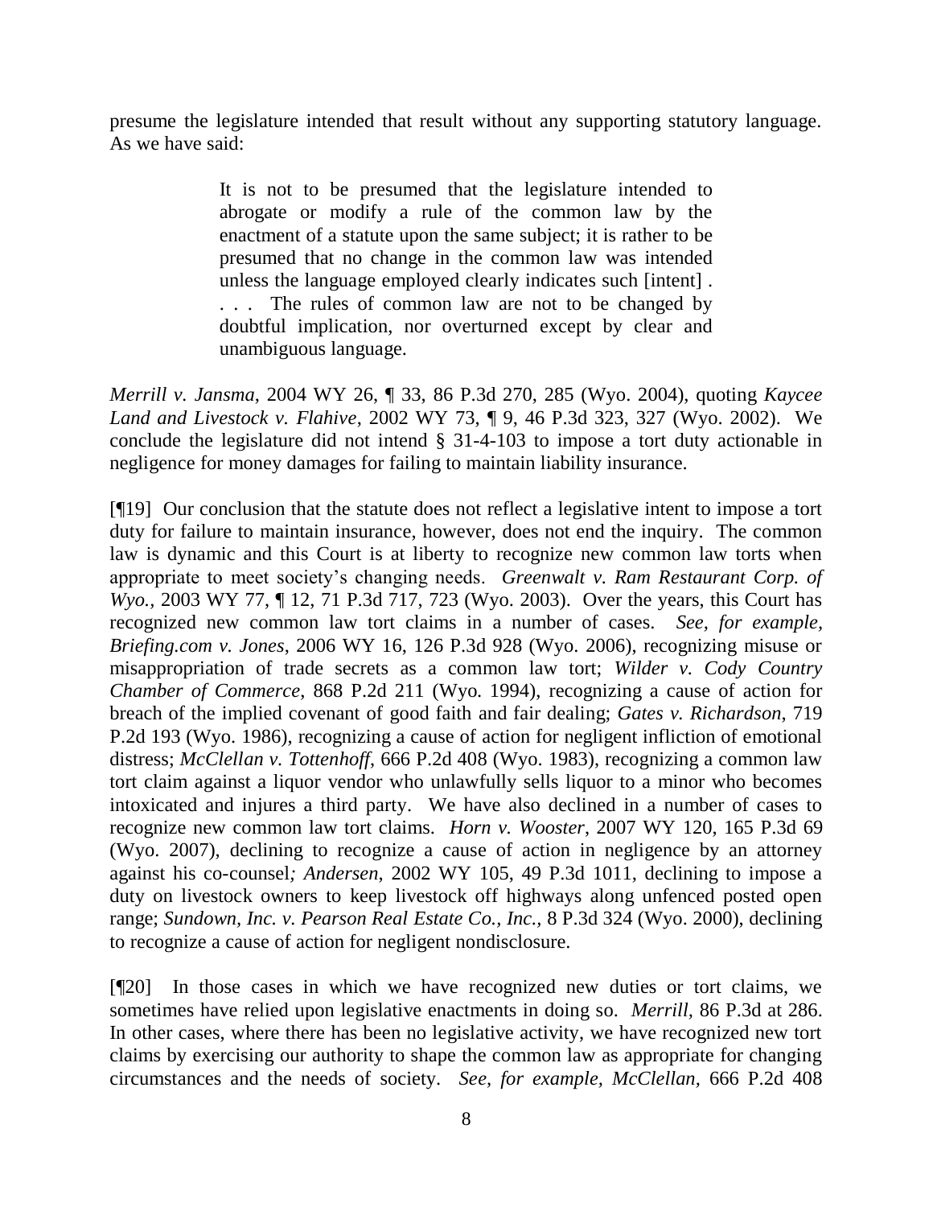presume the legislature intended that result without any supporting statutory language. As we have said:

> It is not to be presumed that the legislature intended to abrogate or modify a rule of the common law by the enactment of a statute upon the same subject; it is rather to be presumed that no change in the common law was intended unless the language employed clearly indicates such [intent] . . . . The rules of common law are not to be changed by doubtful implication, nor overturned except by clear and unambiguous language.

*Merrill v. Jansma*, 2004 WY 26, ¶ 33, 86 P.3d 270, 285 (Wyo. 2004), quoting *Kaycee Land and Livestock v. Flahive*, 2002 WY 73, ¶ 9, 46 P.3d 323, 327 (Wyo. 2002). We conclude the legislature did not intend § 31-4-103 to impose a tort duty actionable in negligence for money damages for failing to maintain liability insurance.

[¶19] Our conclusion that the statute does not reflect a legislative intent to impose a tort duty for failure to maintain insurance, however, does not end the inquiry. The common law is dynamic and this Court is at liberty to recognize new common law torts when appropriate to meet society's changing needs. *Greenwalt v. Ram Restaurant Corp. of Wyo.*, 2003 WY 77, ¶ 12, 71 P.3d 717, 723 (Wyo. 2003). Over the years, this Court has recognized new common law tort claims in a number of cases. *See, for example, Briefing.com v. Jones*, 2006 WY 16, 126 P.3d 928 (Wyo. 2006), recognizing misuse or misappropriation of trade secrets as a common law tort; *Wilder v. Cody Country Chamber of Commerce*, 868 P.2d 211 (Wyo. 1994), recognizing a cause of action for breach of the implied covenant of good faith and fair dealing; *Gates v. Richardson*, 719 P.2d 193 (Wyo. 1986), recognizing a cause of action for negligent infliction of emotional distress; *McClellan v. Tottenhoff*, 666 P.2d 408 (Wyo. 1983), recognizing a common law tort claim against a liquor vendor who unlawfully sells liquor to a minor who becomes intoxicated and injures a third party. We have also declined in a number of cases to recognize new common law tort claims. *Horn v. Wooster*, 2007 WY 120, 165 P.3d 69 (Wyo. 2007), declining to recognize a cause of action in negligence by an attorney against his co-counsel*; Andersen*, 2002 WY 105, 49 P.3d 1011, declining to impose a duty on livestock owners to keep livestock off highways along unfenced posted open range; *Sundown, Inc. v. Pearson Real Estate Co., Inc.*, 8 P.3d 324 (Wyo. 2000), declining to recognize a cause of action for negligent nondisclosure.

[¶20] In those cases in which we have recognized new duties or tort claims, we sometimes have relied upon legislative enactments in doing so. *Merrill*, 86 P.3d at 286. In other cases, where there has been no legislative activity, we have recognized new tort claims by exercising our authority to shape the common law as appropriate for changing circumstances and the needs of society. *See, for example, McClellan*, 666 P.2d 408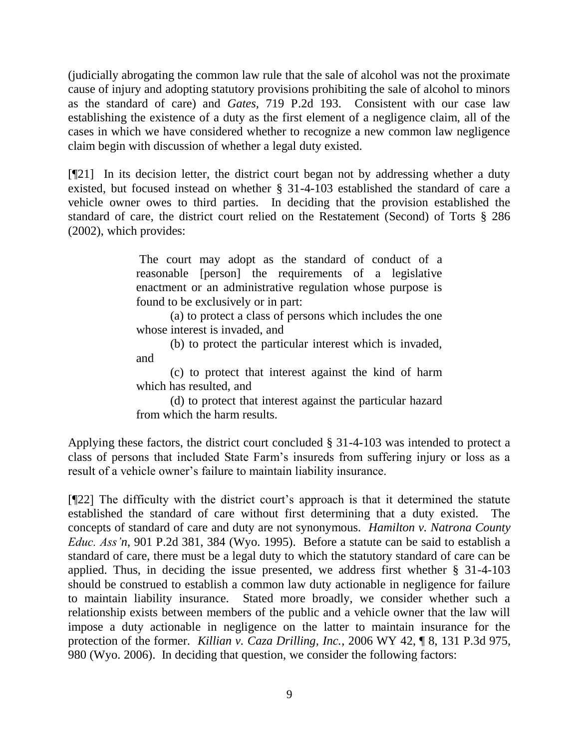(judicially abrogating the common law rule that the sale of alcohol was not the proximate cause of injury and adopting statutory provisions prohibiting the sale of alcohol to minors as the standard of care) and *Gates,* 719 P.2d 193. Consistent with our case law establishing the existence of a duty as the first element of a negligence claim, all of the cases in which we have considered whether to recognize a new common law negligence claim begin with discussion of whether a legal duty existed.

[¶21] In its decision letter, the district court began not by addressing whether a duty existed, but focused instead on whether § 31-4-103 established the standard of care a vehicle owner owes to third parties. In deciding that the provision established the standard of care, the district court relied on the Restatement (Second) of Torts § 286 (2002), which provides:

> The court may adopt as the standard of conduct of a reasonable [person] the requirements of a legislative enactment or an administrative regulation whose purpose is found to be exclusively or in part:
>
> (a) to protect a class of persons which includes the one whose interest is invaded, and
>
> (b) to protect the particular interest which is invaded, and
>
> (c) to protect that interest against the kind of harm which has resulted, and
>
> (d) to protect that interest against the particular hazard from which the harm results.

Applying these factors, the district court concluded § 31-4-103 was intended to protect a class of persons that included State Farm's insureds from suffering injury or loss as a result of a vehicle owner's failure to maintain liability insurance.

[¶22] The difficulty with the district court's approach is that it determined the statute established the standard of care without first determining that a duty existed. The concepts of standard of care and duty are not synonymous. *Hamilton v. Natrona County Educ. Ass'n*, 901 P.2d 381, 384 (Wyo. 1995). Before a statute can be said to establish a standard of care, there must be a legal duty to which the statutory standard of care can be applied. Thus, in deciding the issue presented, we address first whether § 31-4-103 should be construed to establish a common law duty actionable in negligence for failure to maintain liability insurance. Stated more broadly, we consider whether such a relationship exists between members of the public and a vehicle owner that the law will impose a duty actionable in negligence on the latter to maintain insurance for the protection of the former. *Killian v. Caza Drilling, Inc.*, 2006 WY 42, ¶ 8, 131 P.3d 975, 980 (Wyo. 2006). In deciding that question, we consider the following factors: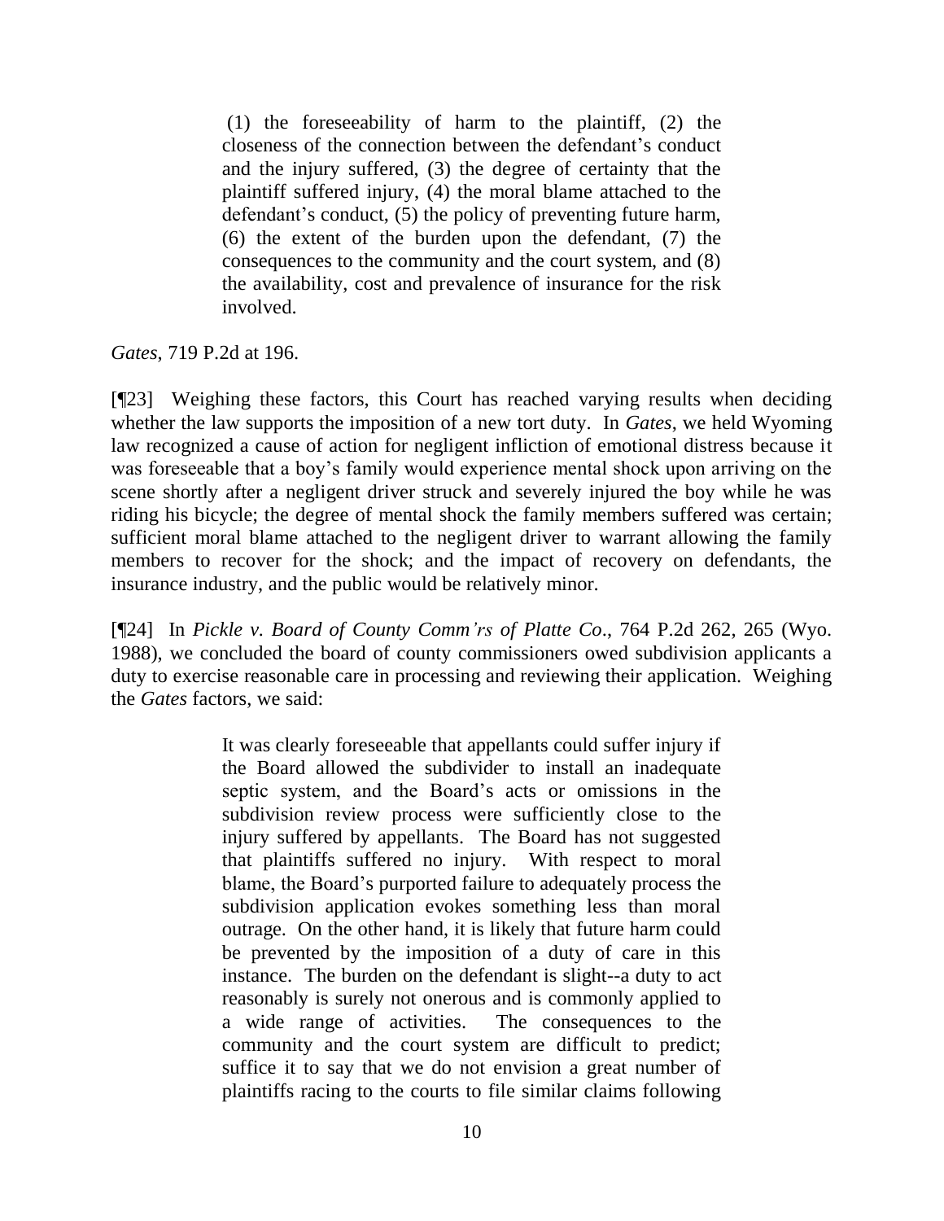> (1) the foreseeability of harm to the plaintiff, (2) the closeness of the connection between the defendant's conduct and the injury suffered, (3) the degree of certainty that the plaintiff suffered injury, (4) the moral blame attached to the defendant's conduct, (5) the policy of preventing future harm, (6) the extent of the burden upon the defendant, (7) the consequences to the community and the court system, and (8) the availability, cost and prevalence of insurance for the risk involved.

*Gates*, 719 P.2d at 196.

[¶23] Weighing these factors, this Court has reached varying results when deciding whether the law supports the imposition of a new tort duty. In *Gates*, we held Wyoming law recognized a cause of action for negligent infliction of emotional distress because it was foreseeable that a boy's family would experience mental shock upon arriving on the scene shortly after a negligent driver struck and severely injured the boy while he was riding his bicycle; the degree of mental shock the family members suffered was certain; sufficient moral blame attached to the negligent driver to warrant allowing the family members to recover for the shock; and the impact of recovery on defendants, the insurance industry, and the public would be relatively minor.

[¶24] In *Pickle v. Board of County Comm'rs of Platte Co*., 764 P.2d 262, 265 (Wyo. 1988), we concluded the board of county commissioners owed subdivision applicants a duty to exercise reasonable care in processing and reviewing their application. Weighing the *Gates* factors, we said:

> It was clearly foreseeable that appellants could suffer injury if the Board allowed the subdivider to install an inadequate septic system, and the Board's acts or omissions in the subdivision review process were sufficiently close to the injury suffered by appellants. The Board has not suggested that plaintiffs suffered no injury. With respect to moral blame, the Board's purported failure to adequately process the subdivision application evokes something less than moral outrage. On the other hand, it is likely that future harm could be prevented by the imposition of a duty of care in this instance. The burden on the defendant is slight--a duty to act reasonably is surely not onerous and is commonly applied to a wide range of activities. The consequences to the community and the court system are difficult to predict; suffice it to say that we do not envision a great number of plaintiffs racing to the courts to file similar claims following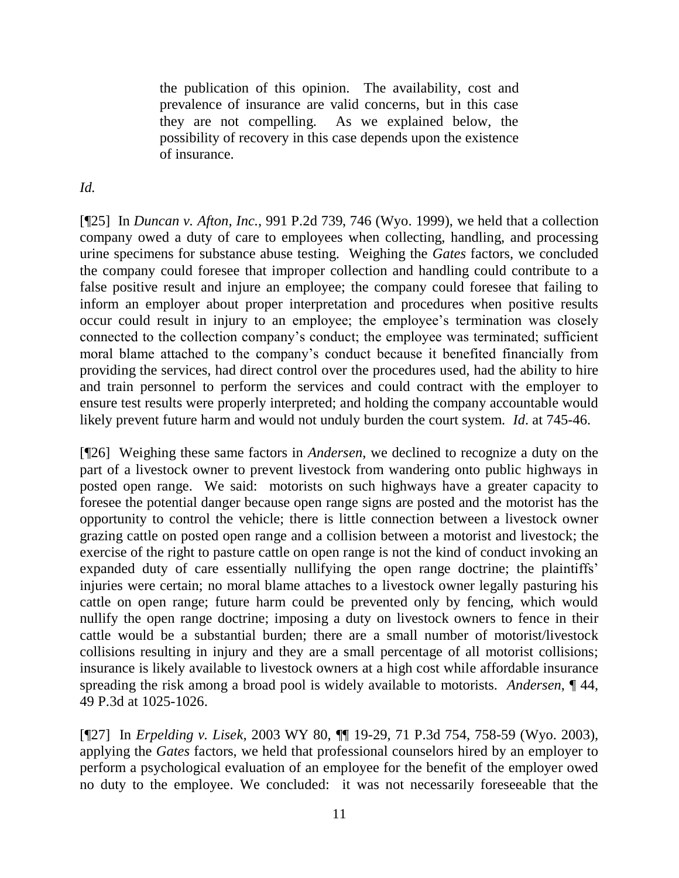> the publication of this opinion. The availability, cost and prevalence of insurance are valid concerns, but in this case they are not compelling. As we explained below, the possibility of recovery in this case depends upon the existence of insurance.

*Id.*

[¶25] In *Duncan v. Afton, Inc.*, 991 P.2d 739, 746 (Wyo. 1999), we held that a collection company owed a duty of care to employees when collecting, handling, and processing urine specimens for substance abuse testing. Weighing the *Gates* factors, we concluded the company could foresee that improper collection and handling could contribute to a false positive result and injure an employee; the company could foresee that failing to inform an employer about proper interpretation and procedures when positive results occur could result in injury to an employee; the employee's termination was closely connected to the collection company's conduct; the employee was terminated; sufficient moral blame attached to the company's conduct because it benefited financially from providing the services, had direct control over the procedures used, had the ability to hire and train personnel to perform the services and could contract with the employer to ensure test results were properly interpreted; and holding the company accountable would likely prevent future harm and would not unduly burden the court system. *Id*. at 745-46.

[¶26] Weighing these same factors in *Andersen*, we declined to recognize a duty on the part of a livestock owner to prevent livestock from wandering onto public highways in posted open range. We said: motorists on such highways have a greater capacity to foresee the potential danger because open range signs are posted and the motorist has the opportunity to control the vehicle; there is little connection between a livestock owner grazing cattle on posted open range and a collision between a motorist and livestock; the exercise of the right to pasture cattle on open range is not the kind of conduct invoking an expanded duty of care essentially nullifying the open range doctrine; the plaintiffs' injuries were certain; no moral blame attaches to a livestock owner legally pasturing his cattle on open range; future harm could be prevented only by fencing, which would nullify the open range doctrine; imposing a duty on livestock owners to fence in their cattle would be a substantial burden; there are a small number of motorist/livestock collisions resulting in injury and they are a small percentage of all motorist collisions; insurance is likely available to livestock owners at a high cost while affordable insurance spreading the risk among a broad pool is widely available to motorists. *Andersen*, ¶ 44, 49 P.3d at 1025-1026.

[¶27] In *Erpelding v. Lisek*, 2003 WY 80, ¶¶ 19-29, 71 P.3d 754, 758-59 (Wyo. 2003), applying the *Gates* factors, we held that professional counselors hired by an employer to perform a psychological evaluation of an employee for the benefit of the employer owed no duty to the employee. We concluded: it was not necessarily foreseeable that the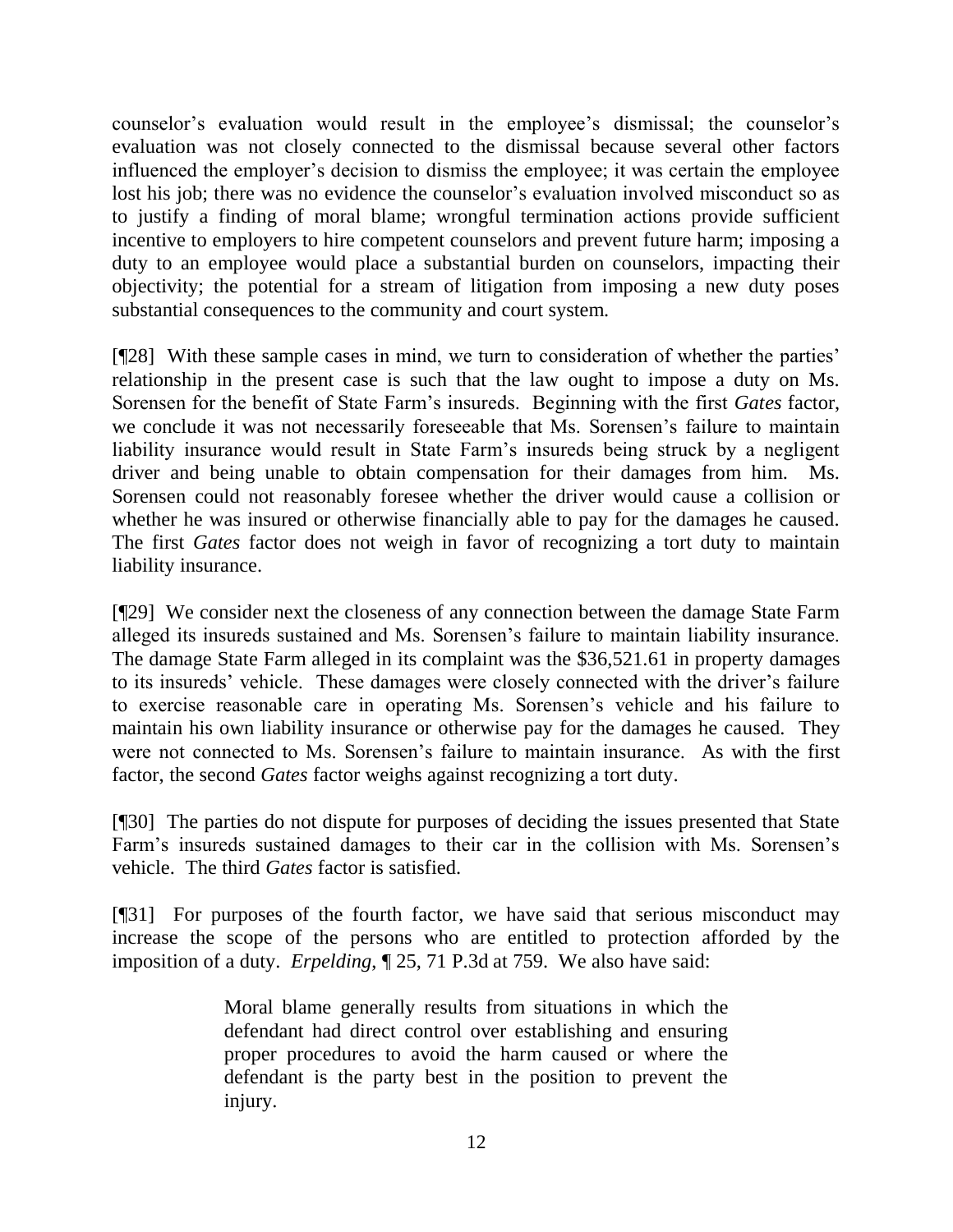counselor's evaluation would result in the employee's dismissal; the counselor's evaluation was not closely connected to the dismissal because several other factors influenced the employer's decision to dismiss the employee; it was certain the employee lost his job; there was no evidence the counselor's evaluation involved misconduct so as to justify a finding of moral blame; wrongful termination actions provide sufficient incentive to employers to hire competent counselors and prevent future harm; imposing a duty to an employee would place a substantial burden on counselors, impacting their objectivity; the potential for a stream of litigation from imposing a new duty poses substantial consequences to the community and court system.

[¶28] With these sample cases in mind, we turn to consideration of whether the parties' relationship in the present case is such that the law ought to impose a duty on Ms. Sorensen for the benefit of State Farm's insureds. Beginning with the first *Gates* factor, we conclude it was not necessarily foreseeable that Ms. Sorensen's failure to maintain liability insurance would result in State Farm's insureds being struck by a negligent driver and being unable to obtain compensation for their damages from him. Ms. Sorensen could not reasonably foresee whether the driver would cause a collision or whether he was insured or otherwise financially able to pay for the damages he caused. The first *Gates* factor does not weigh in favor of recognizing a tort duty to maintain liability insurance.

[¶29] We consider next the closeness of any connection between the damage State Farm alleged its insureds sustained and Ms. Sorensen's failure to maintain liability insurance. The damage State Farm alleged in its complaint was the $36,521.61 in property damages to its insureds' vehicle. These damages were closely connected with the driver's failure to exercise reasonable care in operating Ms. Sorensen's vehicle and his failure to maintain his own liability insurance or otherwise pay for the damages he caused. They were not connected to Ms. Sorensen's failure to maintain insurance. As with the first factor, the second *Gates* factor weighs against recognizing a tort duty.

[¶30] The parties do not dispute for purposes of deciding the issues presented that State Farm's insureds sustained damages to their car in the collision with Ms. Sorensen's vehicle. The third *Gates* factor is satisfied.

[¶31] For purposes of the fourth factor, we have said that serious misconduct may increase the scope of the persons who are entitled to protection afforded by the imposition of a duty. *Erpelding*, ¶ 25, 71 P.3d at 759. We also have said:

> Moral blame generally results from situations in which the defendant had direct control over establishing and ensuring proper procedures to avoid the harm caused or where the defendant is the party best in the position to prevent the injury.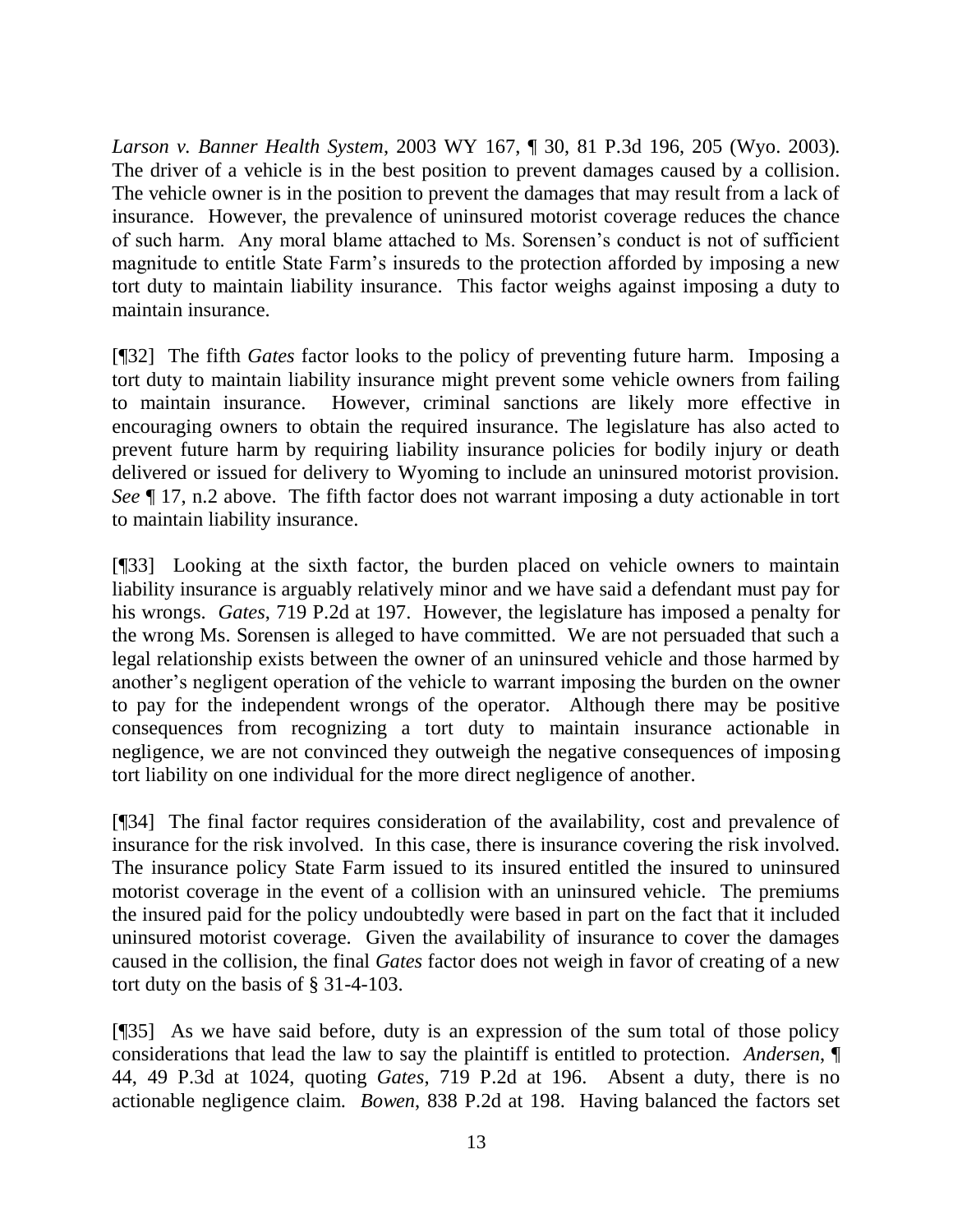*Larson v. Banner Health System*, 2003 WY 167, ¶ 30, 81 P.3d 196, 205 (Wyo. 2003). The driver of a vehicle is in the best position to prevent damages caused by a collision. The vehicle owner is in the position to prevent the damages that may result from a lack of insurance. However, the prevalence of uninsured motorist coverage reduces the chance of such harm. Any moral blame attached to Ms. Sorensen's conduct is not of sufficient magnitude to entitle State Farm's insureds to the protection afforded by imposing a new tort duty to maintain liability insurance. This factor weighs against imposing a duty to maintain insurance.

[¶32] The fifth *Gates* factor looks to the policy of preventing future harm. Imposing a tort duty to maintain liability insurance might prevent some vehicle owners from failing to maintain insurance. However, criminal sanctions are likely more effective in encouraging owners to obtain the required insurance. The legislature has also acted to prevent future harm by requiring liability insurance policies for bodily injury or death delivered or issued for delivery to Wyoming to include an uninsured motorist provision. *See* ¶ 17, n.2 above. The fifth factor does not warrant imposing a duty actionable in tort to maintain liability insurance.

[¶33] Looking at the sixth factor, the burden placed on vehicle owners to maintain liability insurance is arguably relatively minor and we have said a defendant must pay for his wrongs. *Gates*, 719 P.2d at 197. However, the legislature has imposed a penalty for the wrong Ms. Sorensen is alleged to have committed. We are not persuaded that such a legal relationship exists between the owner of an uninsured vehicle and those harmed by another's negligent operation of the vehicle to warrant imposing the burden on the owner to pay for the independent wrongs of the operator. Although there may be positive consequences from recognizing a tort duty to maintain insurance actionable in negligence, we are not convinced they outweigh the negative consequences of imposing tort liability on one individual for the more direct negligence of another.

[¶34] The final factor requires consideration of the availability, cost and prevalence of insurance for the risk involved. In this case, there is insurance covering the risk involved. The insurance policy State Farm issued to its insured entitled the insured to uninsured motorist coverage in the event of a collision with an uninsured vehicle. The premiums the insured paid for the policy undoubtedly were based in part on the fact that it included uninsured motorist coverage. Given the availability of insurance to cover the damages caused in the collision, the final *Gates* factor does not weigh in favor of creating of a new tort duty on the basis of § 31-4-103.

[¶35] As we have said before, duty is an expression of the sum total of those policy considerations that lead the law to say the plaintiff is entitled to protection. *Andersen*, ¶ 44, 49 P.3d at 1024, quoting *Gates*, 719 P.2d at 196. Absent a duty, there is no actionable negligence claim. *Bowen*, 838 P.2d at 198. Having balanced the factors set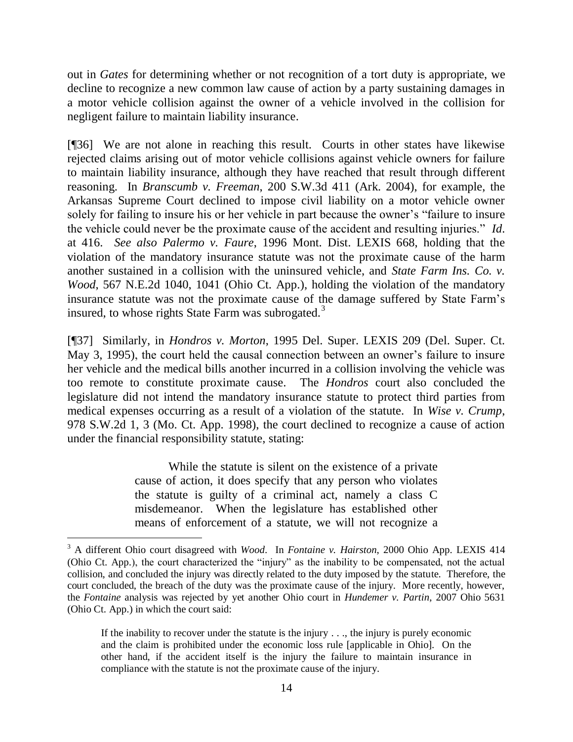out in *Gates* for determining whether or not recognition of a tort duty is appropriate, we decline to recognize a new common law cause of action by a party sustaining damages in a motor vehicle collision against the owner of a vehicle involved in the collision for negligent failure to maintain liability insurance.

[¶36] We are not alone in reaching this result. Courts in other states have likewise rejected claims arising out of motor vehicle collisions against vehicle owners for failure to maintain liability insurance, although they have reached that result through different reasoning. In *Branscumb v. Freeman*, 200 S.W.3d 411 (Ark. 2004), for example, the Arkansas Supreme Court declined to impose civil liability on a motor vehicle owner solely for failing to insure his or her vehicle in part because the owner's "failure to insure the vehicle could never be the proximate cause of the accident and resulting injuries." *Id*. at 416. *See also Palermo v. Faure*, 1996 Mont. Dist. LEXIS 668, holding that the violation of the mandatory insurance statute was not the proximate cause of the harm another sustained in a collision with the uninsured vehicle, and *State Farm Ins. Co. v. Wood*, 567 N.E.2d 1040, 1041 (Ohio Ct. App.), holding the violation of the mandatory insurance statute was not the proximate cause of the damage suffered by State Farm's insured, to whose rights State Farm was subrogated.[3]

[¶37] Similarly, in *Hondros v. Morton*, 1995 Del. Super. LEXIS 209 (Del. Super. Ct. May 3, 1995), the court held the causal connection between an owner's failure to insure her vehicle and the medical bills another incurred in a collision involving the vehicle was too remote to constitute proximate cause. The *Hondros* court also concluded the legislature did not intend the mandatory insurance statute to protect third parties from medical expenses occurring as a result of a violation of the statute. In *Wise v. Crump*, 978 S.W.2d 1, 3 (Mo. Ct. App. 1998), the court declined to recognize a cause of action under the financial responsibility statute, stating:

> While the statute is silent on the existence of a private cause of action, it does specify that any person who violates the statute is guilty of a criminal act, namely a class C misdemeanor. When the legislature has established other means of enforcement of a statute, we will not recognize a

---

[3] A different Ohio court disagreed with *Wood*. In *Fontaine v. Hairston*, 2000 Ohio App. LEXIS 414 (Ohio Ct. App.), the court characterized the "injury" as the inability to be compensated, not the actual collision, and concluded the injury was directly related to the duty imposed by the statute. Therefore, the court concluded, the breach of the duty was the proximate cause of the injury. More recently, however, the *Fontaine* analysis was rejected by yet another Ohio court in *Hundemer v. Partin*, 2007 Ohio 5631 (Ohio Ct. App.) in which the court said:

> If the inability to recover under the statute is the injury . . ., the injury is purely economic and the claim is prohibited under the economic loss rule [applicable in Ohio]. On the other hand, if the accident itself is the injury the failure to maintain insurance in compliance with the statute is not the proximate cause of the injury.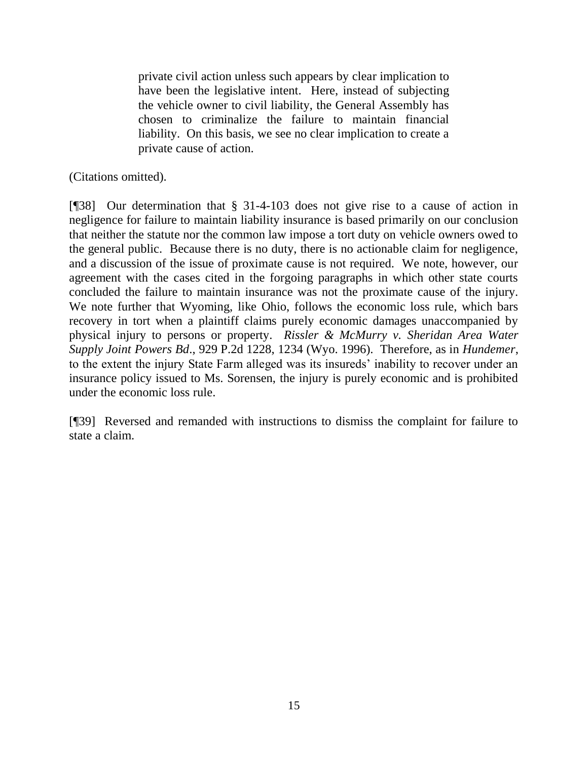> private civil action unless such appears by clear implication to have been the legislative intent. Here, instead of subjecting the vehicle owner to civil liability, the General Assembly has chosen to criminalize the failure to maintain financial liability. On this basis, we see no clear implication to create a private cause of action.

(Citations omitted).

[¶38] Our determination that § 31-4-103 does not give rise to a cause of action in negligence for failure to maintain liability insurance is based primarily on our conclusion that neither the statute nor the common law impose a tort duty on vehicle owners owed to the general public. Because there is no duty, there is no actionable claim for negligence, and a discussion of the issue of proximate cause is not required. We note, however, our agreement with the cases cited in the forgoing paragraphs in which other state courts concluded the failure to maintain insurance was not the proximate cause of the injury. We note further that Wyoming, like Ohio, follows the economic loss rule, which bars recovery in tort when a plaintiff claims purely economic damages unaccompanied by physical injury to persons or property. *Rissler & McMurry v. Sheridan Area Water Supply Joint Powers Bd*., 929 P.2d 1228, 1234 (Wyo. 1996). Therefore, as in *Hundemer*, to the extent the injury State Farm alleged was its insureds' inability to recover under an insurance policy issued to Ms. Sorensen, the injury is purely economic and is prohibited under the economic loss rule.

[¶39] Reversed and remanded with instructions to dismiss the complaint for failure to state a claim.